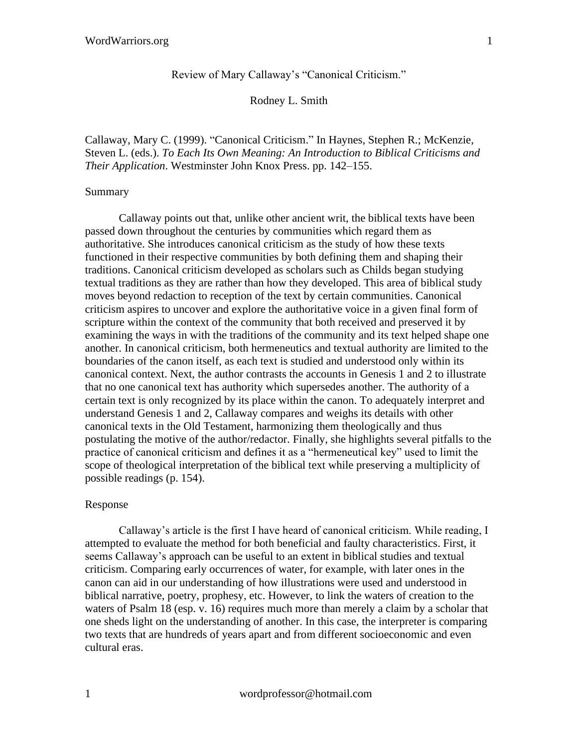Review of Mary Callaway's "Canonical Criticism."

Rodney L. Smith

Callaway, Mary C. (1999). "Canonical Criticism." In Haynes, Stephen R.; McKenzie, Steven L. (eds.). *To Each Its Own Meaning: An Introduction to Biblical Criticisms and Their Application*. Westminster John Knox Press. pp. 142–155.

## Summary

Callaway points out that, unlike other ancient writ, the biblical texts have been passed down throughout the centuries by communities which regard them as authoritative. She introduces canonical criticism as the study of how these texts functioned in their respective communities by both defining them and shaping their traditions. Canonical criticism developed as scholars such as Childs began studying textual traditions as they are rather than how they developed. This area of biblical study moves beyond redaction to reception of the text by certain communities. Canonical criticism aspires to uncover and explore the authoritative voice in a given final form of scripture within the context of the community that both received and preserved it by examining the ways in with the traditions of the community and its text helped shape one another. In canonical criticism, both hermeneutics and textual authority are limited to the boundaries of the canon itself, as each text is studied and understood only within its canonical context. Next, the author contrasts the accounts in Genesis 1 and 2 to illustrate that no one canonical text has authority which supersedes another. The authority of a certain text is only recognized by its place within the canon. To adequately interpret and understand Genesis 1 and 2, Callaway compares and weighs its details with other canonical texts in the Old Testament, harmonizing them theologically and thus postulating the motive of the author/redactor. Finally, she highlights several pitfalls to the practice of canonical criticism and defines it as a "hermeneutical key" used to limit the scope of theological interpretation of the biblical text while preserving a multiplicity of possible readings (p. 154).

## Response

Callaway's article is the first I have heard of canonical criticism. While reading, I attempted to evaluate the method for both beneficial and faulty characteristics. First, it seems Callaway's approach can be useful to an extent in biblical studies and textual criticism. Comparing early occurrences of water, for example, with later ones in the canon can aid in our understanding of how illustrations were used and understood in biblical narrative, poetry, prophesy, etc. However, to link the waters of creation to the waters of Psalm 18 (esp. v. 16) requires much more than merely a claim by a scholar that one sheds light on the understanding of another. In this case, the interpreter is comparing two texts that are hundreds of years apart and from different socioeconomic and even cultural eras.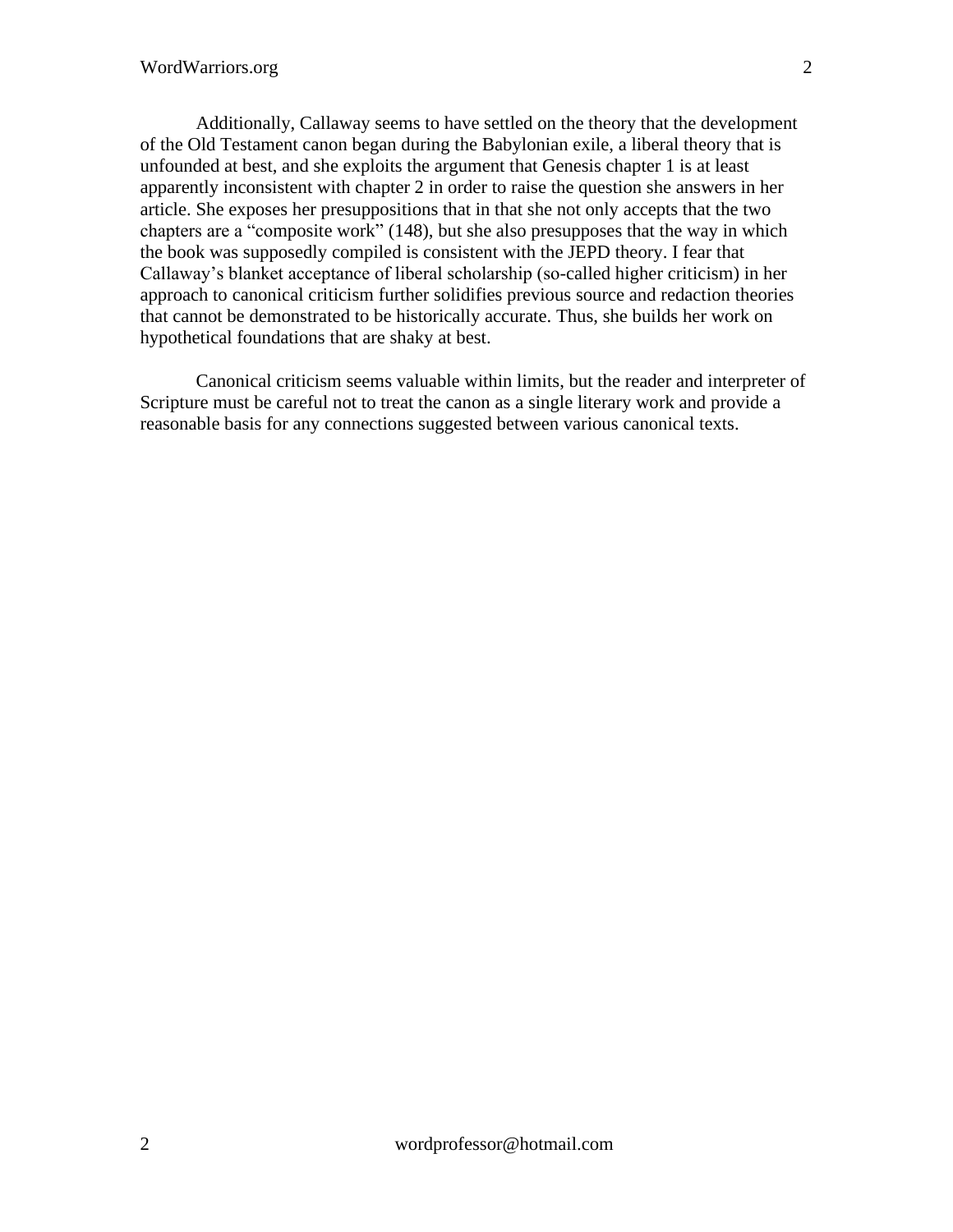Additionally, Callaway seems to have settled on the theory that the development of the Old Testament canon began during the Babylonian exile, a liberal theory that is unfounded at best, and she exploits the argument that Genesis chapter 1 is at least apparently inconsistent with chapter 2 in order to raise the question she answers in her article. She exposes her presuppositions that in that she not only accepts that the two chapters are a "composite work" (148), but she also presupposes that the way in which the book was supposedly compiled is consistent with the JEPD theory. I fear that Callaway's blanket acceptance of liberal scholarship (so-called higher criticism) in her approach to canonical criticism further solidifies previous source and redaction theories that cannot be demonstrated to be historically accurate. Thus, she builds her work on hypothetical foundations that are shaky at best.

Canonical criticism seems valuable within limits, but the reader and interpreter of Scripture must be careful not to treat the canon as a single literary work and provide a reasonable basis for any connections suggested between various canonical texts.